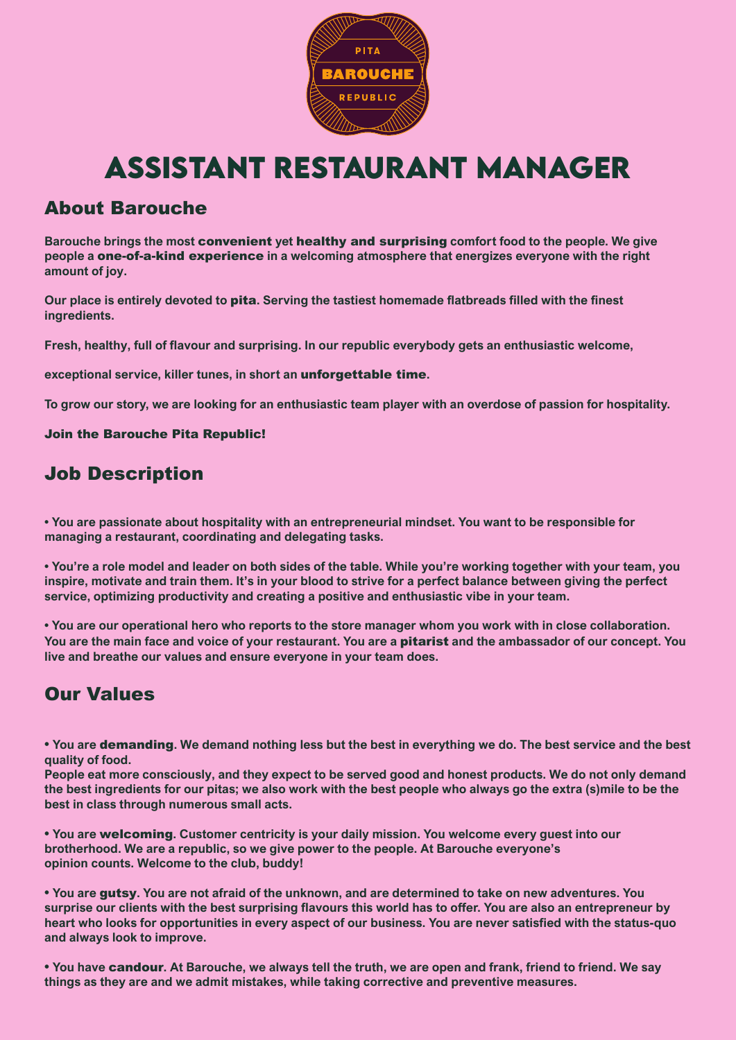PITA
BAROUCHE
REPUBLIC

# ASSISTANT RESTAURANT MANAGER

## About Barouche

**Barouche brings the most convenient yet healthy and surprising comfort food to the people. We give people a one-of-a-kind experience in a welcoming atmosphere that energizes everyone with the right amount of joy.**

**Our place is entirely devoted to pita. Serving the tastiest homemade flatbreads filled with the finest ingredients.**

**Fresh, healthy, full of flavour and surprising. In our republic everybody gets an enthusiastic welcome,**

**exceptional service, killer tunes, in short an unforgettable time.**

**To grow our story, we are looking for an enthusiastic team player with an overdose of passion for hospitality.**

**Join the Barouche Pita Republic!**

## Job Description

- **You are passionate about hospitality with an entrepreneurial mindset. You want to be responsible for managing a restaurant, coordinating and delegating tasks.**

- **You're a role model and leader on both sides of the table. While you're working together with your team, you inspire, motivate and train them. It's in your blood to strive for a perfect balance between giving the perfect service, optimizing productivity and creating a positive and enthusiastic vibe in your team.**

- **You are our operational hero who reports to the store manager whom you work with in close collaboration. You are the main face and voice of your restaurant. You are a pitarist and the ambassador of our concept. You live and breathe our values and ensure everyone in your team does.**

## Our Values

- **You are demanding. We demand nothing less but the best in everything we do. The best service and the best quality of food.
People eat more consciously, and they expect to be served good and honest products. We do not only demand the best ingredients for our pitas; we also work with the best people who always go the extra (s)mile to be the best in class through numerous small acts.**

- **You are welcoming. Customer centricity is your daily mission. You welcome every guest into our brotherhood. We are a republic, so we give power to the people. At Barouche everyone's opinion counts. Welcome to the club, buddy!**

- **You are gutsy. You are not afraid of the unknown, and are determined to take on new adventures. You surprise our clients with the best surprising flavours this world has to offer. You are also an entrepreneur by heart who looks for opportunities in every aspect of our business. You are never satisfied with the status-quo and always look to improve.**

- **You have candour. At Barouche, we always tell the truth, we are open and frank, friend to friend. We say things as they are and we admit mistakes, while taking corrective and preventive measures.**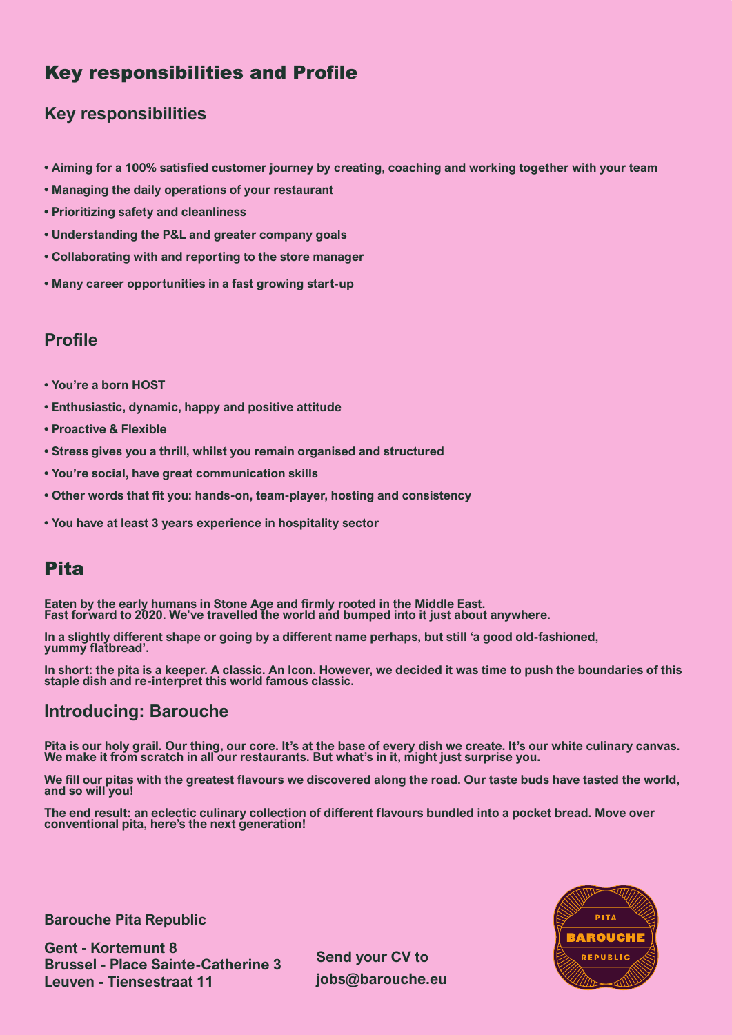# Key responsibilities and Profile

## Key responsibilities

- **Aiming for a 100% satisfied customer journey by creating, coaching and working together with your team**
- **Managing the daily operations of your restaurant**
- **Prioritizing safety and cleanliness**
- **Understanding the P&L and greater company goals**
- **Collaborating with and reporting to the store manager**
- **Many career opportunities in a fast growing start-up**

## Profile

- **You're a born HOST**
- **Enthusiastic, dynamic, happy and positive attitude**
- **Proactive & Flexible**
- **Stress gives you a thrill, whilst you remain organised and structured**
- **You're social, have great communication skills**
- **Other words that fit you: hands-on, team-player, hosting and consistency**
- **You have at least 3 years experience in hospitality sector**

# Pita

**Eaten by the early humans in Stone Age and firmly rooted in the Middle East. Fast forward to 2020. We've travelled the world and bumped into it just about anywhere.**

**In a slightly different shape or going by a different name perhaps, but still 'a good old-fashioned, yummy flatbread'.**

**In short: the pita is a keeper. A classic. An Icon. However, we decided it was time to push the boundaries of this staple dish and re-interpret this world famous classic.**

## Introducing: Barouche

**Pita is our holy grail. Our thing, our core. It's at the base of every dish we create. It's our white culinary canvas. We make it from scratch in all our restaurants. But what's in it, might just surprise you.**

**We fill our pitas with the greatest flavours we discovered along the road. Our taste buds have tasted the world, and so will you!**

**The end result: an eclectic culinary collection of different flavours bundled into a pocket bread. Move over conventional pita, here's the next generation!**

**Barouche Pita Republic**

**Gent - Kortemunt 8**
**Brussel - Place Sainte-Catherine 3**
**Leuven - Tiensestraat 11**

**Send your CV to**
**jobs@barouche.eu**

PITA
BAROUCHE
REPUBLIC